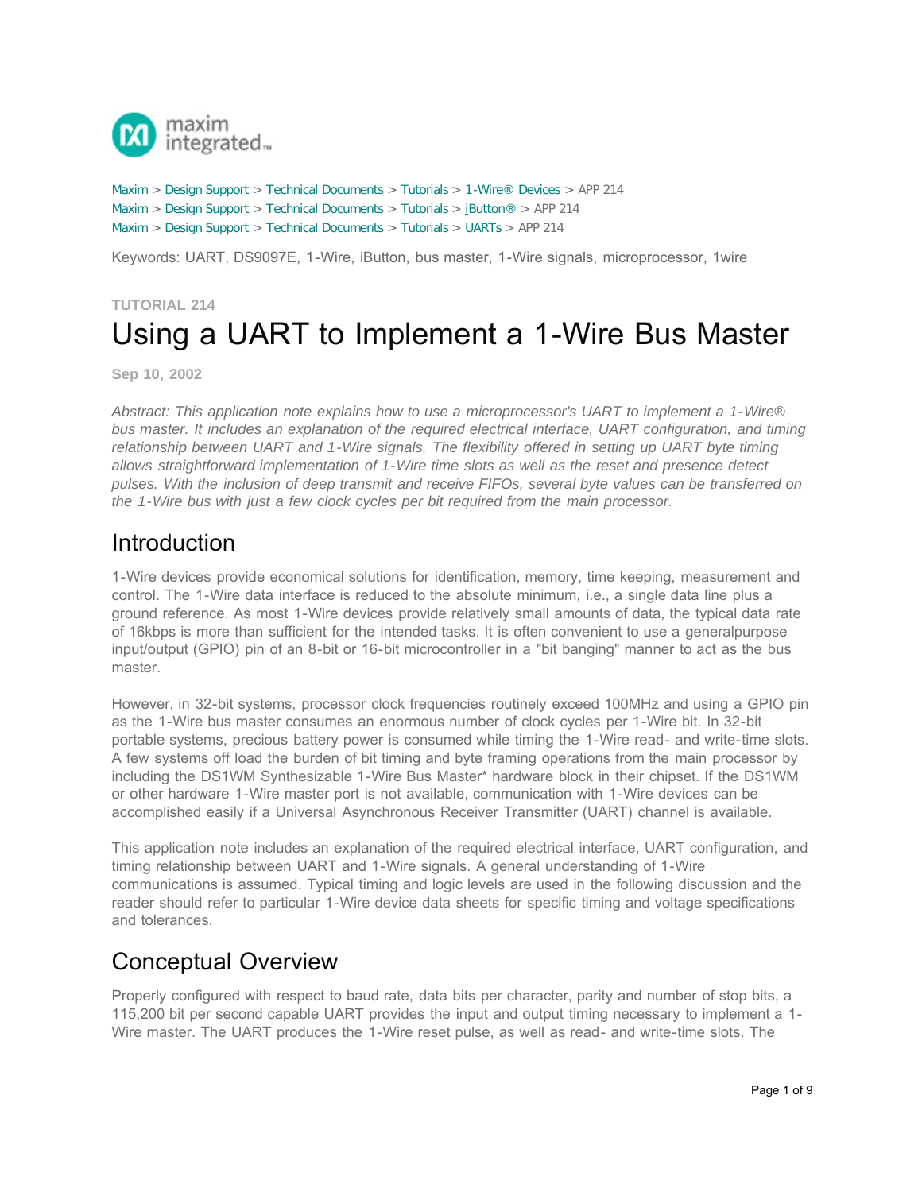Maxim > Design Support > Technical Documents > Tutorials > 1-Wire® Devices > APP 214
Maxim > Design Support > Technical Documents > Tutorials > iButton® > APP 214
Maxim > Design Support > Technical Documents > Tutorials > UARTs > APP 214

Keywords: UART, DS9097E, 1-Wire, iButton, bus master, 1-Wire signals, microprocessor, 1wire

TUTORIAL 214

# Using a UART to Implement a 1-Wire Bus Master

**Sep 10, 2002**

*Abstract: This application note explains how to use a microprocessor's UART to implement a 1-Wire® bus master. It includes an explanation of the required electrical interface, UART configuration, and timing relationship between UART and 1-Wire signals. The flexibility offered in setting up UART byte timing allows straightforward implementation of 1-Wire time slots as well as the reset and presence detect pulses. With the inclusion of deep transmit and receive FIFOs, several byte values can be transferred on the 1-Wire bus with just a few clock cycles per bit required from the main processor.*

## Introduction

1-Wire devices provide economical solutions for identification, memory, time keeping, measurement and control. The 1-Wire data interface is reduced to the absolute minimum, i.e., a single data line plus a ground reference. As most 1-Wire devices provide relatively small amounts of data, the typical data rate of 16kbps is more than sufficient for the intended tasks. It is often convenient to use a generalpurpose input/output (GPIO) pin of an 8-bit or 16-bit microcontroller in a "bit banging" manner to act as the bus master.

However, in 32-bit systems, processor clock frequencies routinely exceed 100MHz and using a GPIO pin as the 1-Wire bus master consumes an enormous number of clock cycles per 1-Wire bit. In 32-bit portable systems, precious battery power is consumed while timing the 1-Wire read- and write-time slots. A few systems off load the burden of bit timing and byte framing operations from the main processor by including the DS1WM Synthesizable 1-Wire Bus Master* hardware block in their chipset. If the DS1WM or other hardware 1-Wire master port is not available, communication with 1-Wire devices can be accomplished easily if a Universal Asynchronous Receiver Transmitter (UART) channel is available.

This application note includes an explanation of the required electrical interface, UART configuration, and timing relationship between UART and 1-Wire signals. A general understanding of 1-Wire communications is assumed. Typical timing and logic levels are used in the following discussion and the reader should refer to particular 1-Wire device data sheets for specific timing and voltage specifications and tolerances.

## Conceptual Overview

Properly configured with respect to baud rate, data bits per character, parity and number of stop bits, a 115,200 bit per second capable UART provides the input and output timing necessary to implement a 1-Wire master. The UART produces the 1-Wire reset pulse, as well as read- and write-time slots. The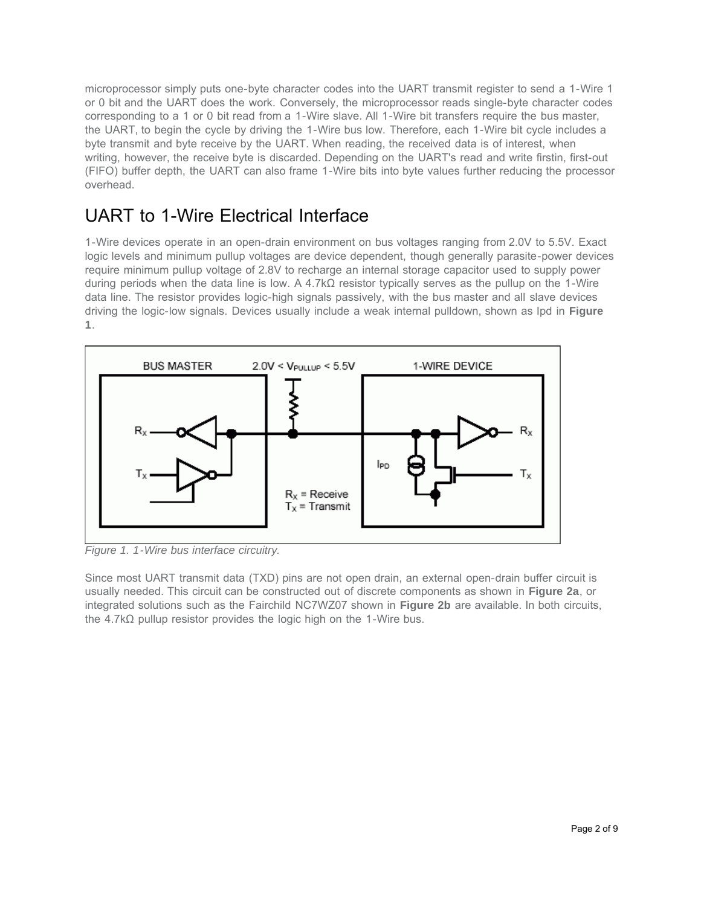microprocessor simply puts one-byte character codes into the UART transmit register to send a 1-Wire 1 or 0 bit and the UART does the work. Conversely, the microprocessor reads single-byte character codes corresponding to a 1 or 0 bit read from a 1-Wire slave. All 1-Wire bit transfers require the bus master, the UART, to begin the cycle by driving the 1-Wire bus low. Therefore, each 1-Wire bit cycle includes a byte transmit and byte receive by the UART. When reading, the received data is of interest, when writing, however, the receive byte is discarded. Depending on the UART's read and write firstin, first-out (FIFO) buffer depth, the UART can also frame 1-Wire bits into byte values further reducing the processor overhead.

# UART to 1-Wire Electrical Interface

1-Wire devices operate in an open-drain environment on bus voltages ranging from 2.0V to 5.5V. Exact logic levels and minimum pullup voltages are device dependent, though generally parasite-power devices require minimum pullup voltage of 2.8V to recharge an internal storage capacitor used to supply power during periods when the data line is low. A 4.7kΩ resistor typically serves as the pullup on the 1-Wire data line. The resistor provides logic-high signals passively, with the bus master and all slave devices driving the logic-low signals. Devices usually include a weak internal pulldown, shown as Ipd in **Figure 1**.

BUS MASTER

$2.0V < V_{PULLUP} < 5.5V$

1-WIRE DEVICE

$R_X$

$T_X$

$I_{PD}$

$R_X$ = Receive
$T_X$ = Transmit

*Figure 1. 1-Wire bus interface circuitry.*

Since most UART transmit data (TXD) pins are not open drain, an external open-drain buffer circuit is usually needed. This circuit can be constructed out of discrete components as shown in **Figure 2a**, or integrated solutions such as the Fairchild NC7WZ07 shown in **Figure 2b** are available. In both circuits, the 4.7kΩ pullup resistor provides the logic high on the 1-Wire bus.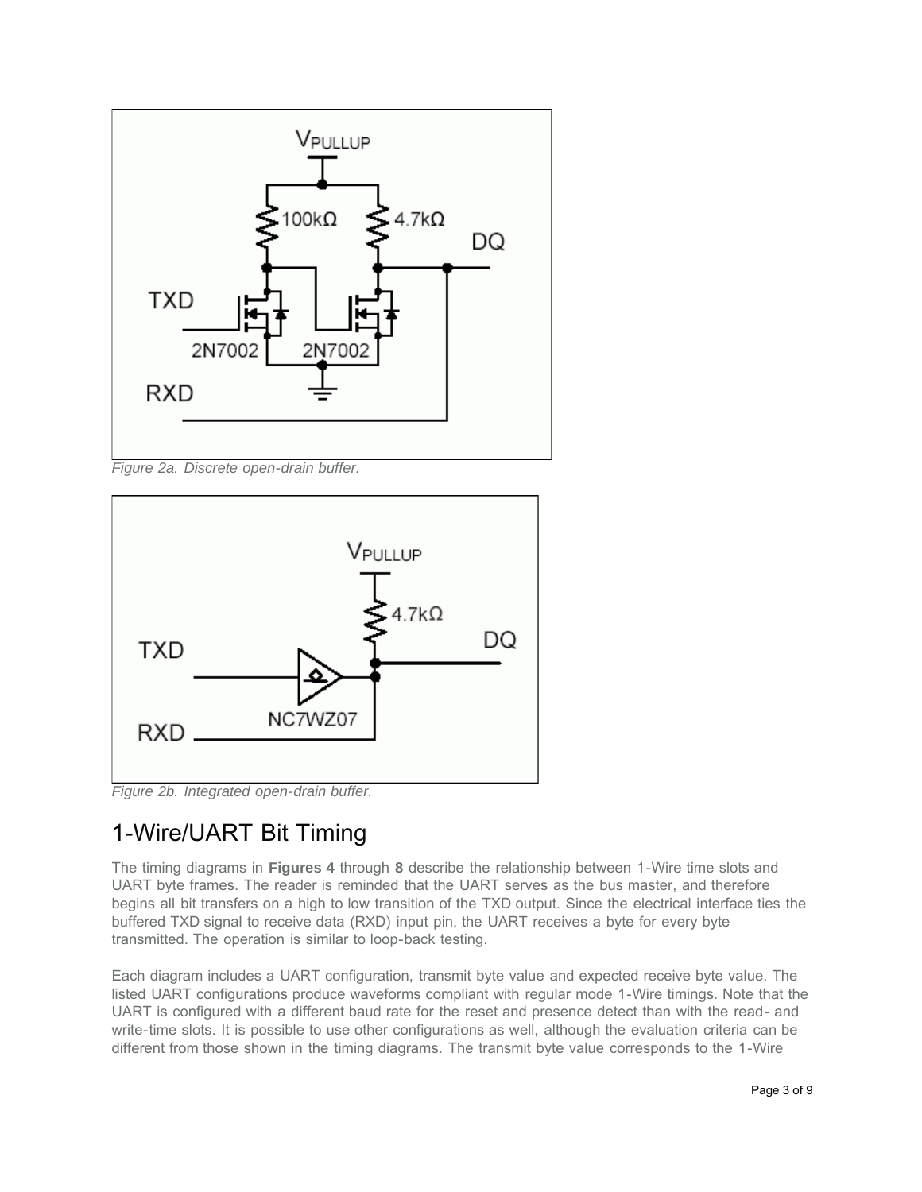VPULLUP

100kΩ

4.7kΩ

DQ

TXD

2N7002

2N7002

RXD

*Figure 2a. Discrete open-drain buffer.*

VPULLUP

4.7kΩ

DQ

TXD

NC7WZ07

RXD

*Figure 2b. Integrated open-drain buffer.*

# 1-Wire/UART Bit Timing

The timing diagrams in **Figures 4** through **8** describe the relationship between 1-Wire time slots and UART byte frames. The reader is reminded that the UART serves as the bus master, and therefore begins all bit transfers on a high to low transition of the TXD output. Since the electrical interface ties the buffered TXD signal to receive data (RXD) input pin, the UART receives a byte for every byte transmitted. The operation is similar to loop-back testing.

Each diagram includes a UART configuration, transmit byte value and expected receive byte value. The listed UART configurations produce waveforms compliant with regular mode 1-Wire timings. Note that the UART is configured with a different baud rate for the reset and presence detect than with the read- and write-time slots. It is possible to use other configurations as well, although the evaluation criteria can be different from those shown in the timing diagrams. The transmit byte value corresponds to the 1-Wire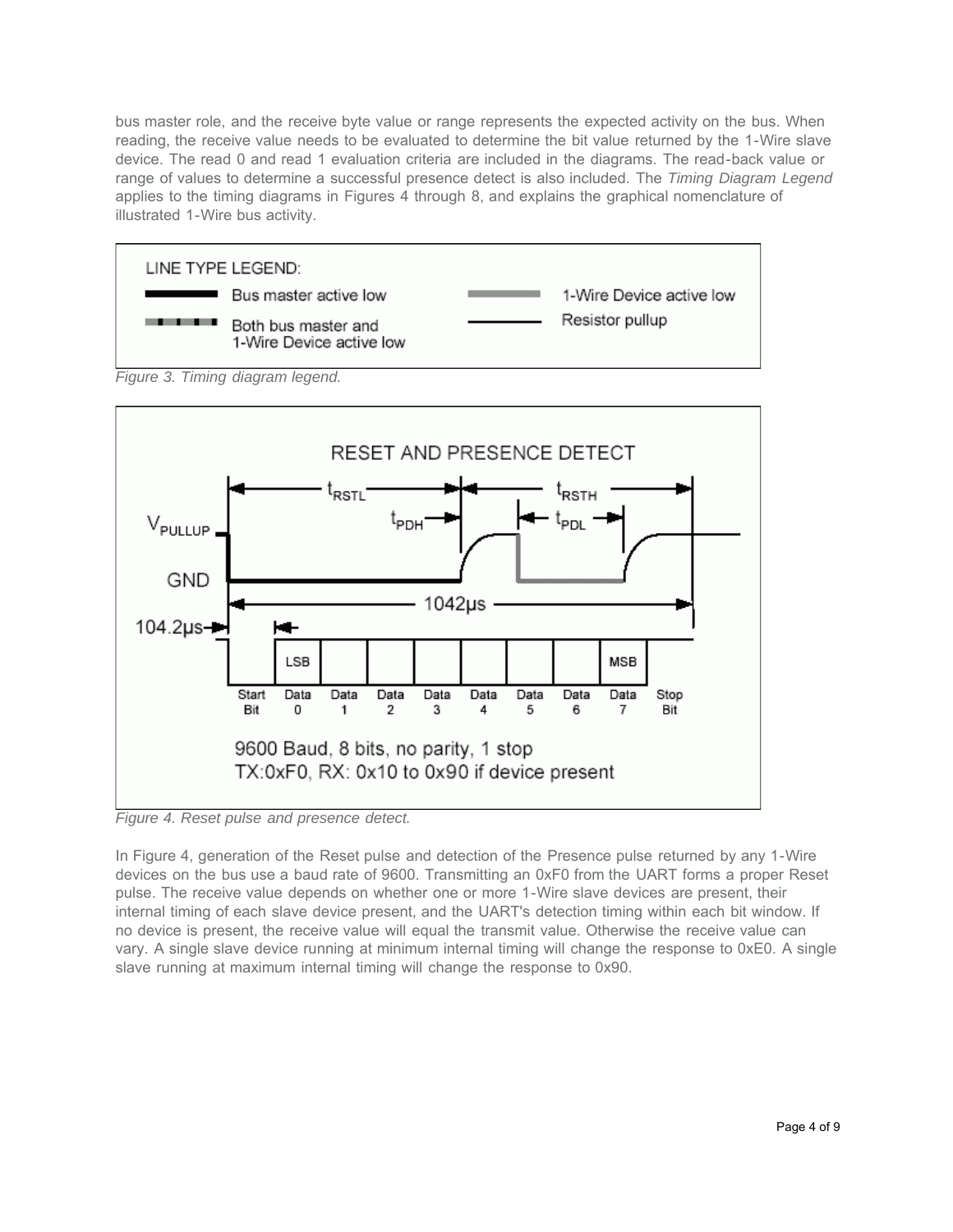bus master role, and the receive byte value or range represents the expected activity on the bus. When reading, the receive value needs to be evaluated to determine the bit value returned by the 1-Wire slave device. The read 0 and read 1 evaluation criteria are included in the diagrams. The read-back value or range of values to determine a successful presence detect is also included. The *Timing Diagram Legend* applies to the timing diagrams in Figures 4 through 8, and explains the graphical nomenclature of illustrated 1-Wire bus activity.

LINE TYPE LEGEND:
Bus master active low
1-Wire Device active low
Both bus master and 1-Wire Device active low
Resistor pullup

*Figure 3. Timing diagram legend.*

RESET AND PRESENCE DETECT
$t_{RSTL}$
$t_{RSTH}$
$t_{PDH}$
$t_{PDL}$
$V_{PULLUP}$
GND
1042µs
104.2µs
LSB
MSB
Start Bit
Data 0
Data 1
Data 2
Data 3
Data 4
Data 5
Data 6
Data 7
Stop Bit
9600 Baud, 8 bits, no parity, 1 stop
TX:0xF0, RX: 0x10 to 0x90 if device present

*Figure 4. Reset pulse and presence detect.*

In Figure 4, generation of the Reset pulse and detection of the Presence pulse returned by any 1-Wire devices on the bus use a baud rate of 9600. Transmitting an 0xF0 from the UART forms a proper Reset pulse. The receive value depends on whether one or more 1-Wire slave devices are present, their internal timing of each slave device present, and the UART's detection timing within each bit window. If no device is present, the receive value will equal the transmit value. Otherwise the receive value can vary. A single slave device running at minimum internal timing will change the response to 0xE0. A single slave running at maximum internal timing will change the response to 0x90.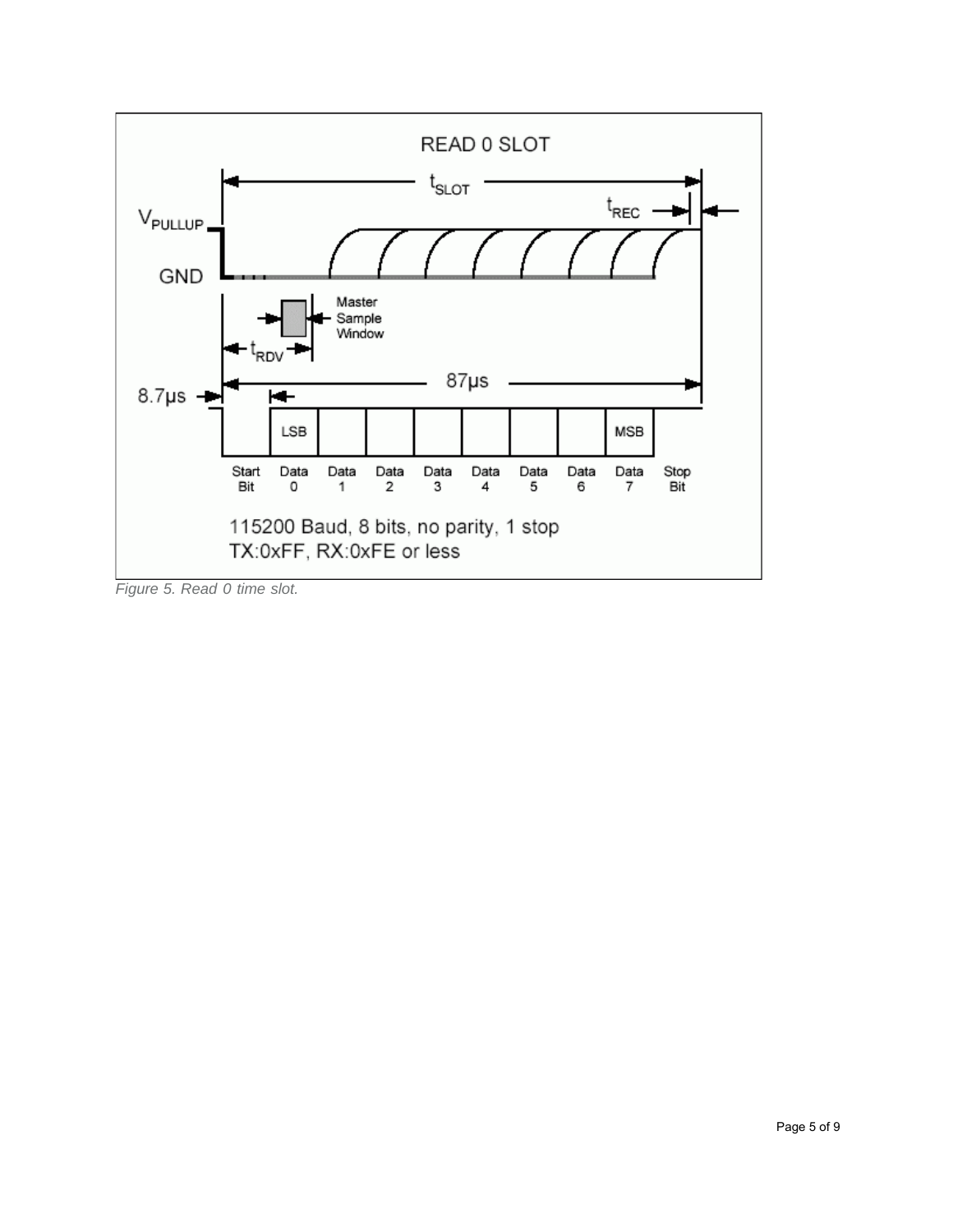READ 0 SLOT

$t_{SLOT}$

$t_{REC}$

$V_{PULLUP}$

GND

Master Sample Window

$t_{RDV}$

8.7µs

87µs

LSB

MSB

Start Bit

Data 0

Data 1

Data 2

Data 3

Data 4

Data 5

Data 6

Data 7

Stop Bit

115200 Baud, 8 bits, no parity, 1 stop

TX:0xFF, RX:0xFE or less

*Figure 5. Read 0 time slot.*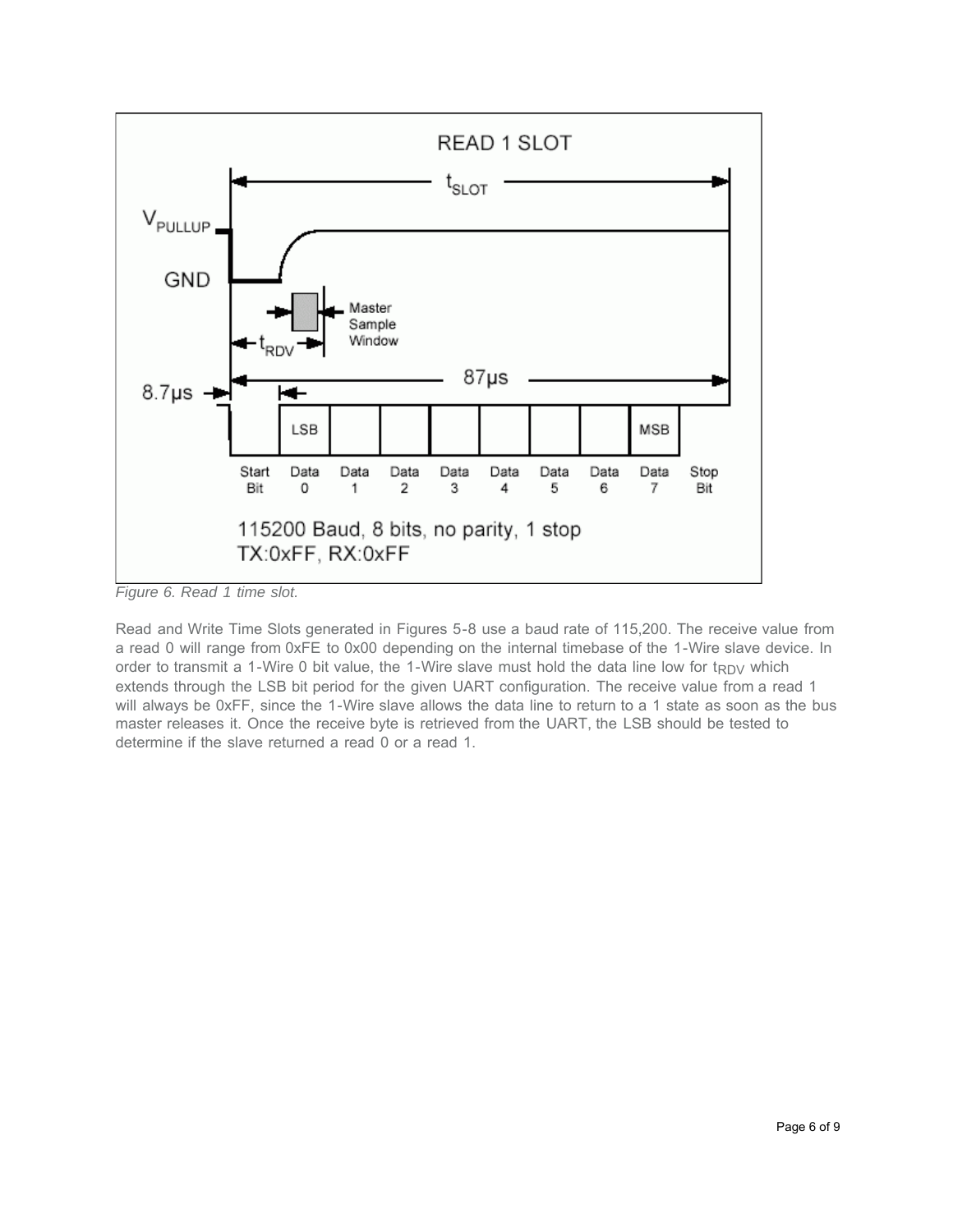READ 1 SLOT

$t_{SLOT}$

$V_{PULLUP}$

GND

Master Sample Window

$t_{RDV}$

8.7µs

87µs

LSB

MSB

Start Bit

Data 0

Data 1

Data 2

Data 3

Data 4

Data 5

Data 6

Data 7

Stop Bit

115200 Baud, 8 bits, no parity, 1 stop

TX:0xFF, RX:0xFF

*Figure 6. Read 1 time slot.*

Read and Write Time Slots generated in Figures 5-8 use a baud rate of 115,200. The receive value from a read 0 will range from 0xFE to 0x00 depending on the internal timebase of the 1-Wire slave device. In order to transmit a 1-Wire 0 bit value, the 1-Wire slave must hold the data line low for $t_{RDV}$ which extends through the LSB bit period for the given UART configuration. The receive value from a read 1 will always be 0xFF, since the 1-Wire slave allows the data line to return to a 1 state as soon as the bus master releases it. Once the receive byte is retrieved from the UART, the LSB should be tested to determine if the slave returned a read 0 or a read 1.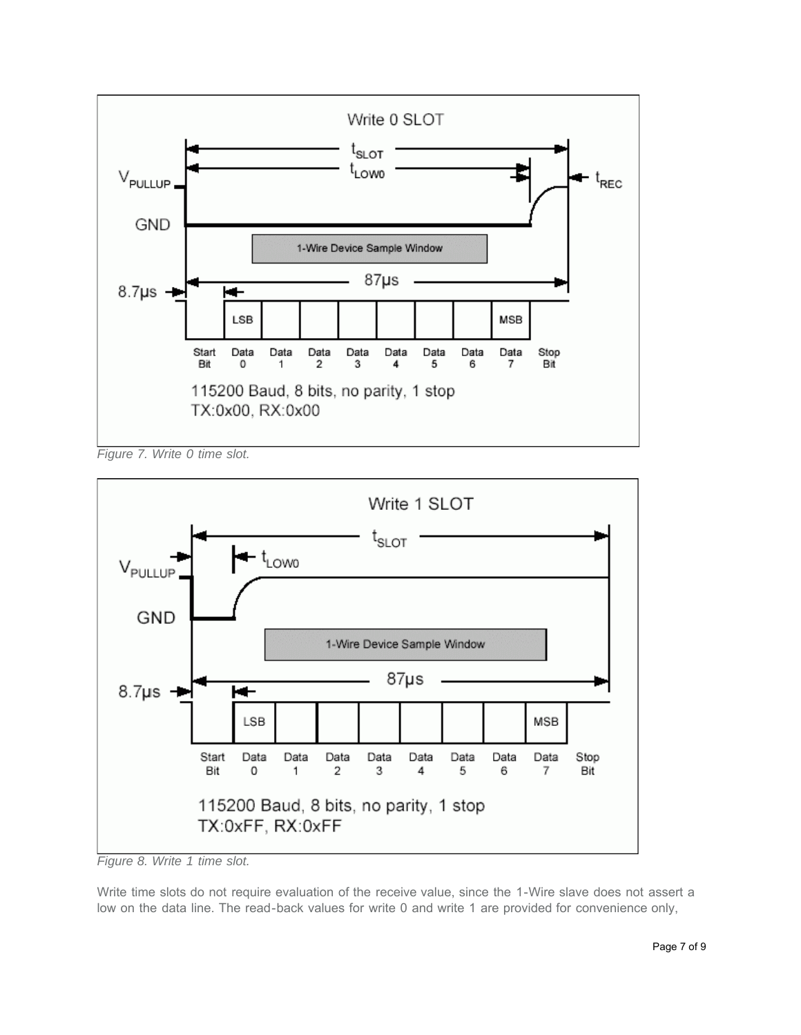Write 0 SLOT

$t_{SLOT}$

$t_{LOW0}$

$V_{PULLUP}$

GND

$t_{REC}$

1-Wire Device Sample Window

8.7µs

87µs

LSB

MSB

Start Bit

Data 0

Data 1

Data 2

Data 3

Data 4

Data 5

Data 6

Data 7

Stop Bit

115200 Baud, 8 bits, no parity, 1 stop

TX:0x00, RX:0x00

*Figure 7. Write 0 time slot.*

Write 1 SLOT

$t_{SLOT}$

$t_{LOW0}$

$V_{PULLUP}$

GND

1-Wire Device Sample Window

8.7µs

87µs

LSB

MSB

Start Bit

Data 0

Data 1

Data 2

Data 3

Data 4

Data 5

Data 6

Data 7

Stop Bit

115200 Baud, 8 bits, no parity, 1 stop

TX:0xFF, RX:0xFF

*Figure 8. Write 1 time slot.*

Write time slots do not require evaluation of the receive value, since the 1-Wire slave does not assert a low on the data line. The read-back values for write 0 and write 1 are provided for convenience only,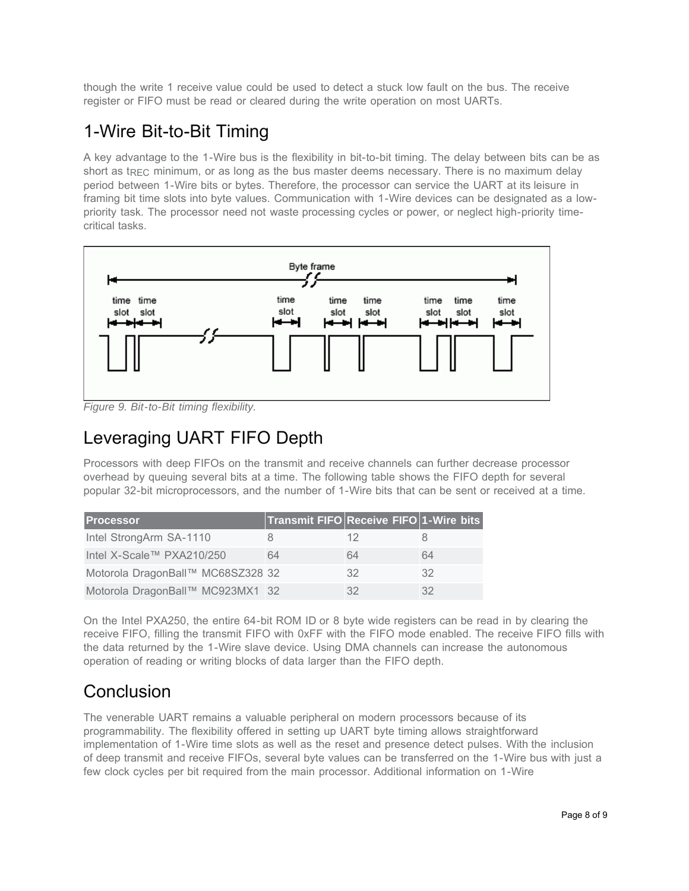though the write 1 receive value could be used to detect a stuck low fault on the bus. The receive register or FIFO must be read or cleared during the write operation on most UARTs.

## 1-Wire Bit-to-Bit Timing

A key advantage to the 1-Wire bus is the flexibility in bit-to-bit timing. The delay between bits can be as short as $t_{REC}$ minimum, or as long as the bus master deems necessary. There is no maximum delay period between 1-Wire bits or bytes. Therefore, the processor can service the UART at its leisure in framing bit time slots into byte values. Communication with 1-Wire devices can be designated as a low-priority task. The processor need not waste processing cycles or power, or neglect high-priority time-critical tasks.

Byte frame

time slot time slot time slot time slot time slot time slot time slot time slot

*Figure 9. Bit-to-Bit timing flexibility.*

## Leveraging UART FIFO Depth

Processors with deep FIFOs on the transmit and receive channels can further decrease processor overhead by queuing several bits at a time. The following table shows the FIFO depth for several popular 32-bit microprocessors, and the number of 1-Wire bits that can be sent or received at a time.

| Processor | Transmit FIFO | Receive FIFO | 1-Wire bits |
|---|---|---|---|
| Intel StrongArm SA-1110 | 8 | 12 | 8 |
| Intel X-Scale™ PXA210/250 | 64 | 64 | 64 |
| Motorola DragonBall™ MC68SZ328 | 32 | 32 | 32 |
| Motorola DragonBall™ MC923MX1 | 32 | 32 | 32 |

On the Intel PXA250, the entire 64-bit ROM ID or 8 byte wide registers can be read in by clearing the receive FIFO, filling the transmit FIFO with 0xFF with the FIFO mode enabled. The receive FIFO fills with the data returned by the 1-Wire slave device. Using DMA channels can increase the autonomous operation of reading or writing blocks of data larger than the FIFO depth.

## Conclusion

The venerable UART remains a valuable peripheral on modern processors because of its programmability. The flexibility offered in setting up UART byte timing allows straightforward implementation of 1-Wire time slots as well as the reset and presence detect pulses. With the inclusion of deep transmit and receive FIFOs, several byte values can be transferred on the 1-Wire bus with just a few clock cycles per bit required from the main processor. Additional information on 1-Wire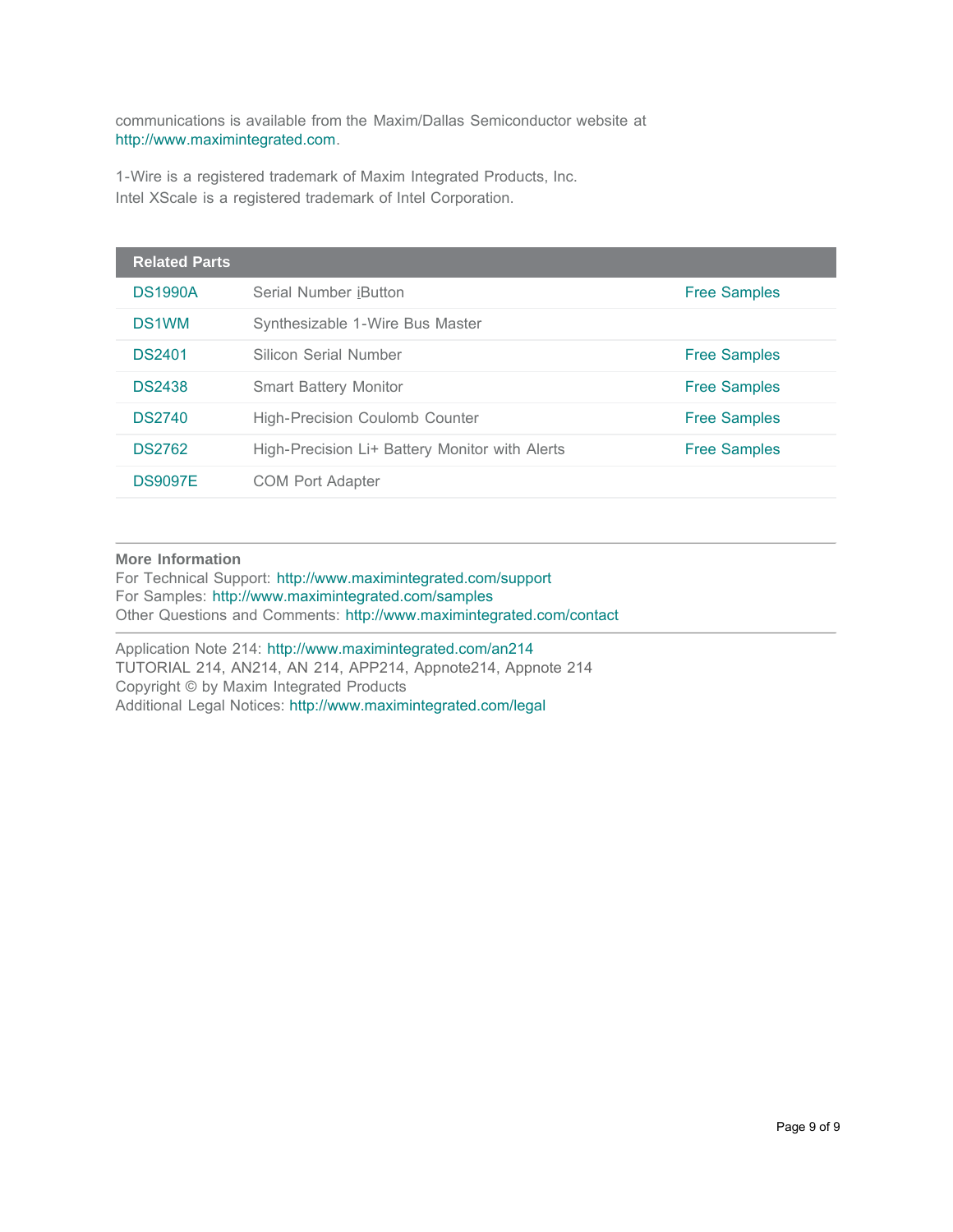communications is available from the Maxim/Dallas Semiconductor website at http://www.maximintegrated.com.

1-Wire is a registered trademark of Maxim Integrated Products, Inc.
Intel XScale is a registered trademark of Intel Corporation.

| Related Parts | | |
|---|---|---|
| DS1990A | Serial Number iButton | Free Samples |
| DS1WM | Synthesizable 1-Wire Bus Master | |
| DS2401 | Silicon Serial Number | Free Samples |
| DS2438 | Smart Battery Monitor | Free Samples |
| DS2740 | High-Precision Coulomb Counter | Free Samples |
| DS2762 | High-Precision Li+ Battery Monitor with Alerts | Free Samples |
| DS9097E | COM Port Adapter | |

**More Information**
For Technical Support: http://www.maximintegrated.com/support
For Samples: http://www.maximintegrated.com/samples
Other Questions and Comments: http://www.maximintegrated.com/contact

Application Note 214: http://www.maximintegrated.com/an214
TUTORIAL 214, AN214, AN 214, APP214, Appnote214, Appnote 214
Copyright © by Maxim Integrated Products
Additional Legal Notices: http://www.maximintegrated.com/legal